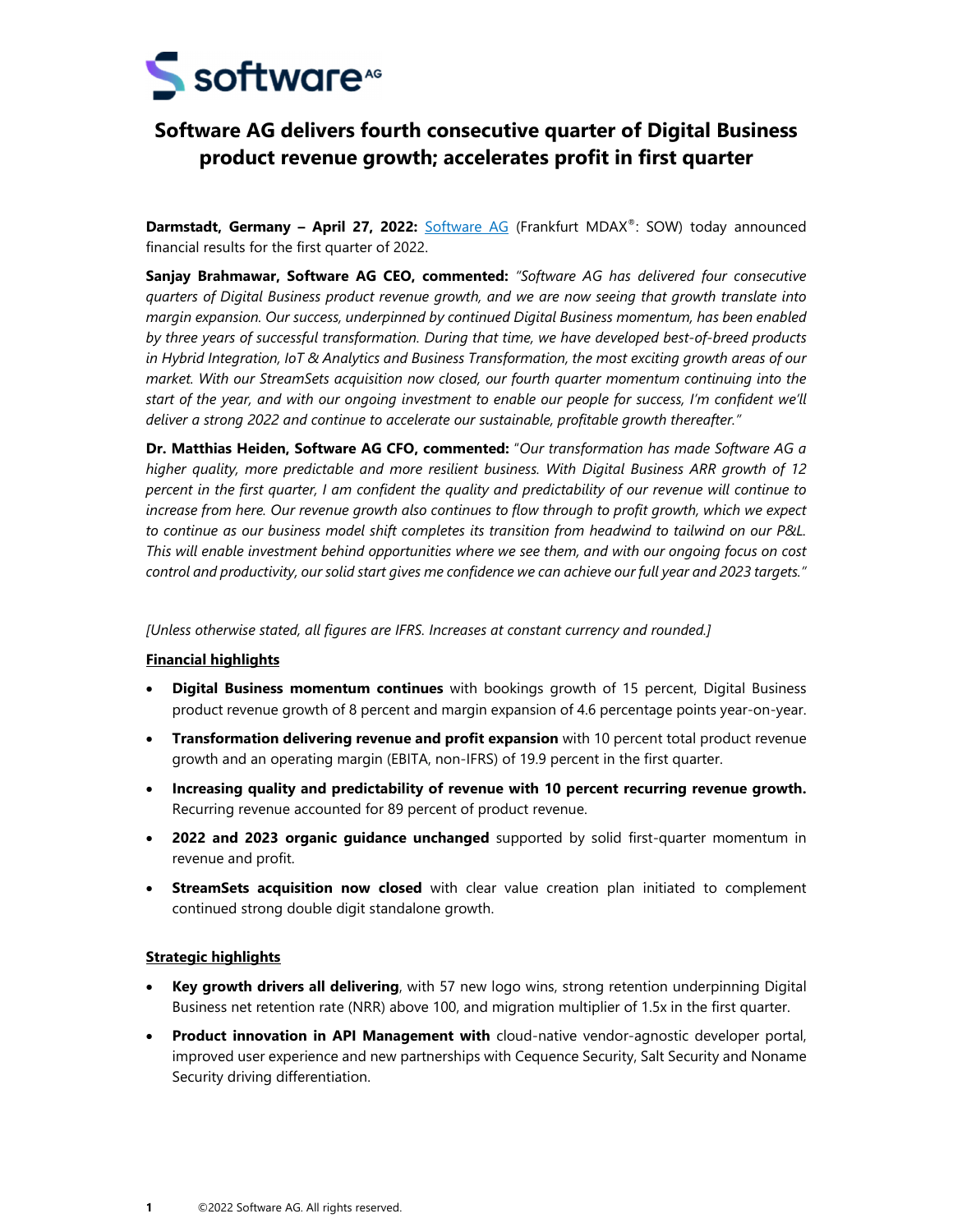# Software AG delivers fourth consecutive quarter of Digital Business product revenue growth; accelerates profit in first quarter

**Darmstadt, Germany – April 27, 2022:** Software AG (Frankfurt MDAX®: SOW) today announced financial results for the first quarter of 2022.

**Sanjay Brahmawar, Software AG CEO, commented:** *"Software AG has delivered four consecutive quarters of Digital Business product revenue growth, and we are now seeing that growth translate into margin expansion. Our success, underpinned by continued Digital Business momentum, has been enabled by three years of successful transformation. During that time, we have developed best-of-breed products in Hybrid Integration, IoT & Analytics and Business Transformation, the most exciting growth areas of our market. With our StreamSets acquisition now closed, our fourth quarter momentum continuing into the start of the year, and with our ongoing investment to enable our people for success, I'm confident we'll deliver a strong 2022 and continue to accelerate our sustainable, profitable growth thereafter."*

**Dr. Matthias Heiden, Software AG CFO, commented:** *"Our transformation has made Software AG a higher quality, more predictable and more resilient business. With Digital Business ARR growth of 12 percent in the first quarter, I am confident the quality and predictability of our revenue will continue to increase from here. Our revenue growth also continues to flow through to profit growth, which we expect to continue as our business model shift completes its transition from headwind to tailwind on our P&L. This will enable investment behind opportunities where we see them, and with our ongoing focus on cost control and productivity, our solid start gives me confidence we can achieve our full year and 2023 targets."*

*[Unless otherwise stated, all figures are IFRS. Increases at constant currency and rounded.]*

## Financial highlights

- **Digital Business momentum continues** with bookings growth of 15 percent, Digital Business product revenue growth of 8 percent and margin expansion of 4.6 percentage points year-on-year.
- **Transformation delivering revenue and profit expansion** with 10 percent total product revenue growth and an operating margin (EBITA, non-IFRS) of 19.9 percent in the first quarter.
- **Increasing quality and predictability of revenue with 10 percent recurring revenue growth.** Recurring revenue accounted for 89 percent of product revenue.
- **2022 and 2023 organic guidance unchanged** supported by solid first-quarter momentum in revenue and profit.
- **StreamSets acquisition now closed** with clear value creation plan initiated to complement continued strong double digit standalone growth.

## Strategic highlights

- **Key growth drivers all delivering**, with 57 new logo wins, strong retention underpinning Digital Business net retention rate (NRR) above 100, and migration multiplier of 1.5x in the first quarter.
- **Product innovation in API Management with** cloud-native vendor-agnostic developer portal, improved user experience and new partnerships with Cequence Security, Salt Security and Noname Security driving differentiation.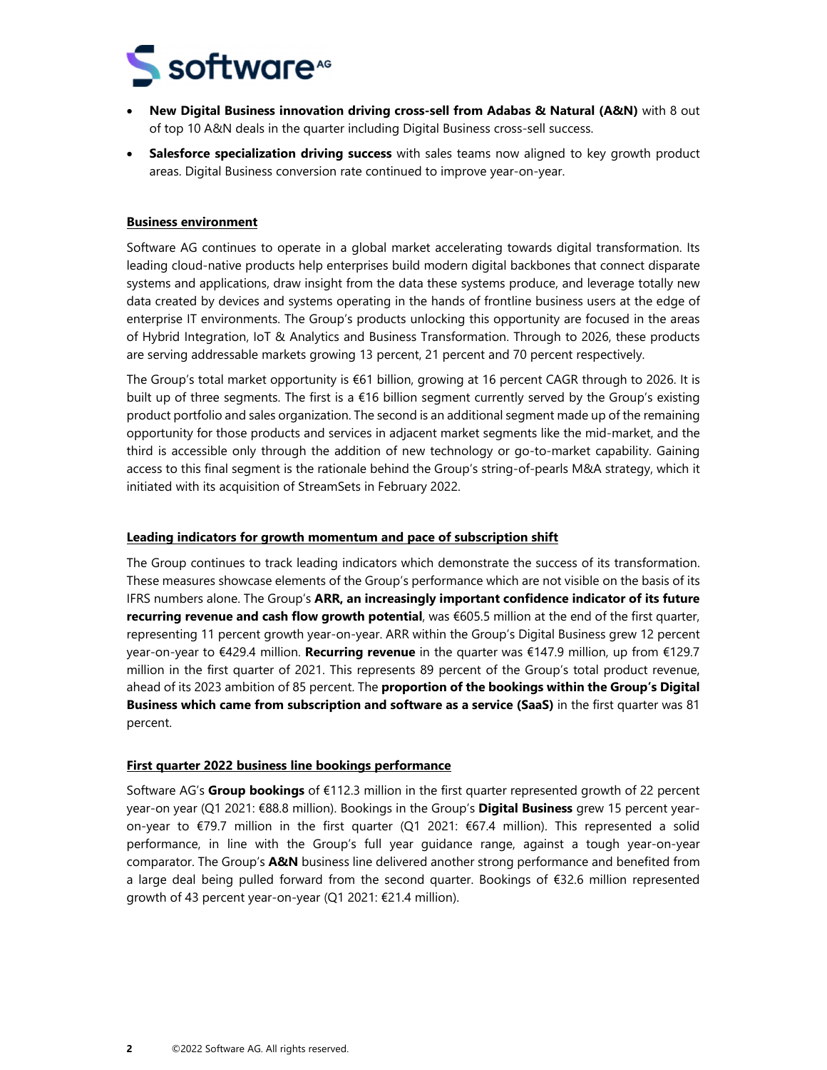- **New Digital Business innovation driving cross-sell from Adabas & Natural (A&N)** with 8 out of top 10 A&N deals in the quarter including Digital Business cross-sell success.
- **Salesforce specialization driving success** with sales teams now aligned to key growth product areas. Digital Business conversion rate continued to improve year-on-year.

## Business environment

Software AG continues to operate in a global market accelerating towards digital transformation. Its leading cloud-native products help enterprises build modern digital backbones that connect disparate systems and applications, draw insight from the data these systems produce, and leverage totally new data created by devices and systems operating in the hands of frontline business users at the edge of enterprise IT environments. The Group's products unlocking this opportunity are focused in the areas of Hybrid Integration, IoT & Analytics and Business Transformation. Through to 2026, these products are serving addressable markets growing 13 percent, 21 percent and 70 percent respectively.

The Group's total market opportunity is €61 billion, growing at 16 percent CAGR through to 2026. It is built up of three segments. The first is a €16 billion segment currently served by the Group's existing product portfolio and sales organization. The second is an additional segment made up of the remaining opportunity for those products and services in adjacent market segments like the mid-market, and the third is accessible only through the addition of new technology or go-to-market capability. Gaining access to this final segment is the rationale behind the Group's string-of-pearls M&A strategy, which it initiated with its acquisition of StreamSets in February 2022.

## Leading indicators for growth momentum and pace of subscription shift

The Group continues to track leading indicators which demonstrate the success of its transformation. These measures showcase elements of the Group's performance which are not visible on the basis of its IFRS numbers alone. The Group's **ARR, an increasingly important confidence indicator of its future recurring revenue and cash flow growth potential**, was €605.5 million at the end of the first quarter, representing 11 percent growth year-on-year. ARR within the Group's Digital Business grew 12 percent year-on-year to €429.4 million. **Recurring revenue** in the quarter was €147.9 million, up from €129.7 million in the first quarter of 2021. This represents 89 percent of the Group's total product revenue, ahead of its 2023 ambition of 85 percent. The **proportion of the bookings within the Group's Digital Business which came from subscription and software as a service (SaaS)** in the first quarter was 81 percent.

## First quarter 2022 business line bookings performance

Software AG's **Group bookings** of €112.3 million in the first quarter represented growth of 22 percent year-on year (Q1 2021: €88.8 million). Bookings in the Group's **Digital Business** grew 15 percent year-on-year to €79.7 million in the first quarter (Q1 2021: €67.4 million). This represented a solid performance, in line with the Group's full year guidance range, against a tough year-on-year comparator. The Group's **A&N** business line delivered another strong performance and benefited from a large deal being pulled forward from the second quarter. Bookings of €32.6 million represented growth of 43 percent year-on-year (Q1 2021: €21.4 million).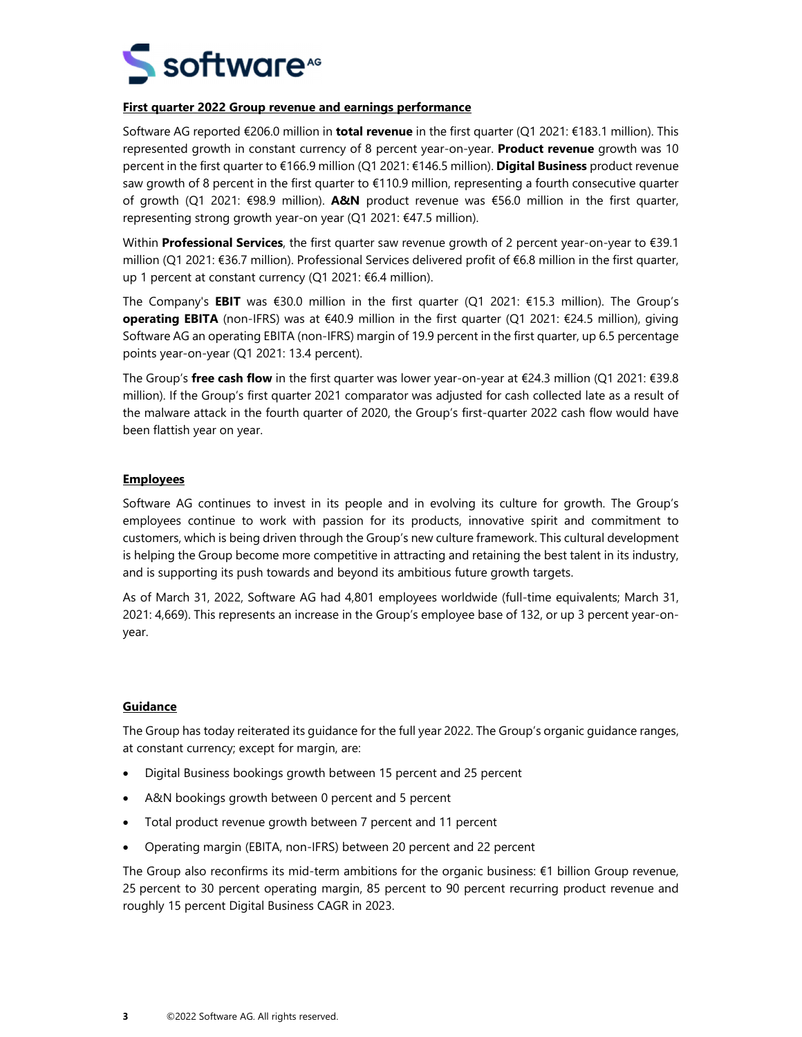## First quarter 2022 Group revenue and earnings performance

Software AG reported €206.0 million in **total revenue** in the first quarter (Q1 2021: €183.1 million). This represented growth in constant currency of 8 percent year-on-year. **Product revenue** growth was 10 percent in the first quarter to €166.9 million (Q1 2021: €146.5 million). **Digital Business** product revenue saw growth of 8 percent in the first quarter to €110.9 million, representing a fourth consecutive quarter of growth (Q1 2021: €98.9 million). **A&N** product revenue was €56.0 million in the first quarter, representing strong growth year-on year (Q1 2021: €47.5 million).

Within **Professional Services**, the first quarter saw revenue growth of 2 percent year-on-year to €39.1 million (Q1 2021: €36.7 million). Professional Services delivered profit of €6.8 million in the first quarter, up 1 percent at constant currency (Q1 2021: €6.4 million).

The Company's **EBIT** was €30.0 million in the first quarter (Q1 2021: €15.3 million). The Group's **operating EBITA** (non-IFRS) was at €40.9 million in the first quarter (Q1 2021: €24.5 million), giving Software AG an operating EBITA (non-IFRS) margin of 19.9 percent in the first quarter, up 6.5 percentage points year-on-year (Q1 2021: 13.4 percent).

The Group's **free cash flow** in the first quarter was lower year-on-year at €24.3 million (Q1 2021: €39.8 million). If the Group's first quarter 2021 comparator was adjusted for cash collected late as a result of the malware attack in the fourth quarter of 2020, the Group's first-quarter 2022 cash flow would have been flattish year on year.

## Employees

Software AG continues to invest in its people and in evolving its culture for growth. The Group's employees continue to work with passion for its products, innovative spirit and commitment to customers, which is being driven through the Group's new culture framework. This cultural development is helping the Group become more competitive in attracting and retaining the best talent in its industry, and is supporting its push towards and beyond its ambitious future growth targets.

As of March 31, 2022, Software AG had 4,801 employees worldwide (full-time equivalents; March 31, 2021: 4,669). This represents an increase in the Group's employee base of 132, or up 3 percent year-on-year.

## Guidance

The Group has today reiterated its guidance for the full year 2022. The Group's organic guidance ranges, at constant currency; except for margin, are:

- Digital Business bookings growth between 15 percent and 25 percent
- A&N bookings growth between 0 percent and 5 percent
- Total product revenue growth between 7 percent and 11 percent
- Operating margin (EBITA, non-IFRS) between 20 percent and 22 percent

The Group also reconfirms its mid-term ambitions for the organic business: €1 billion Group revenue, 25 percent to 30 percent operating margin, 85 percent to 90 percent recurring product revenue and roughly 15 percent Digital Business CAGR in 2023.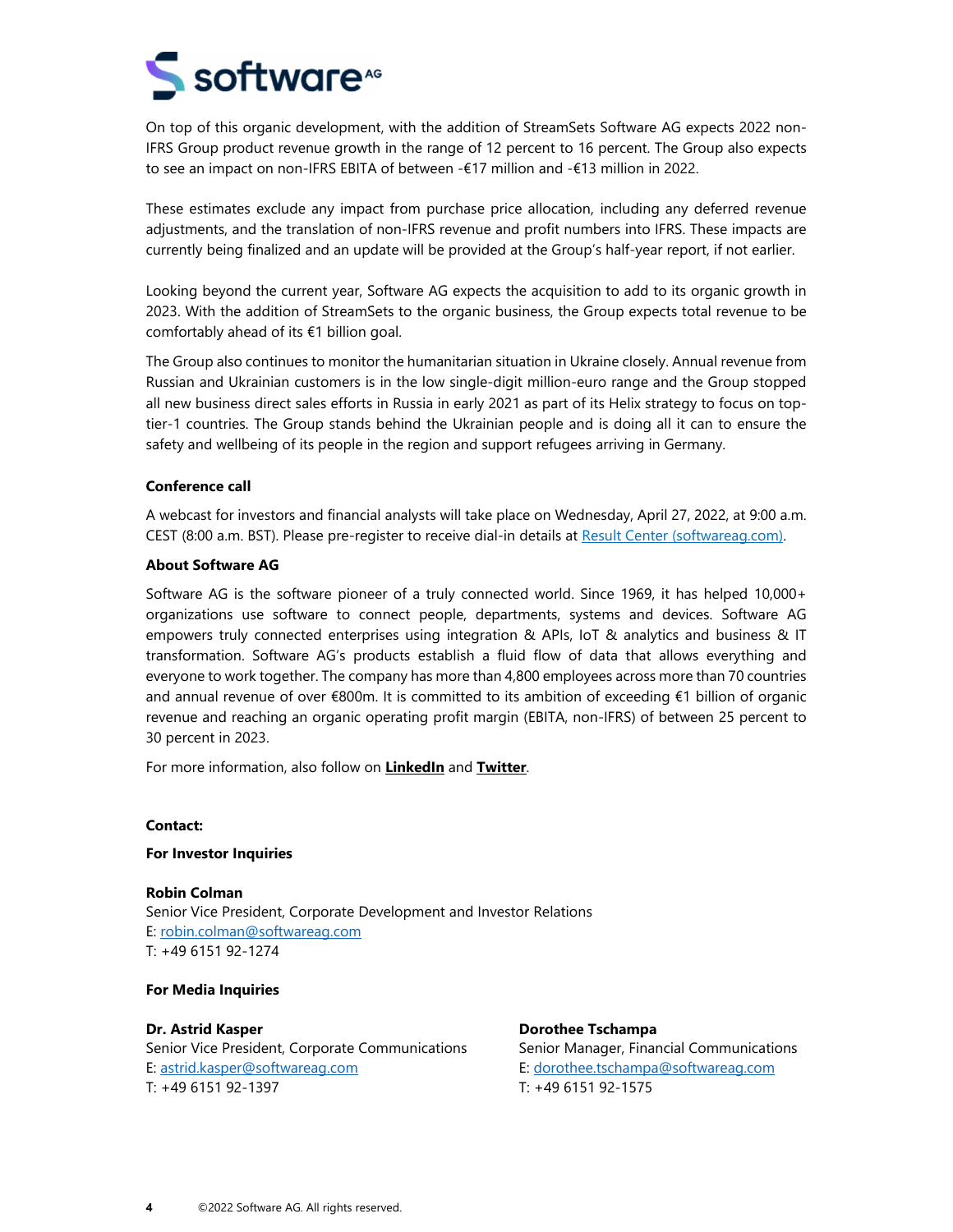On top of this organic development, with the addition of StreamSets Software AG expects 2022 non-IFRS Group product revenue growth in the range of 12 percent to 16 percent. The Group also expects to see an impact on non-IFRS EBITA of between -€17 million and -€13 million in 2022.

These estimates exclude any impact from purchase price allocation, including any deferred revenue adjustments, and the translation of non-IFRS revenue and profit numbers into IFRS. These impacts are currently being finalized and an update will be provided at the Group's half-year report, if not earlier.

Looking beyond the current year, Software AG expects the acquisition to add to its organic growth in 2023. With the addition of StreamSets to the organic business, the Group expects total revenue to be comfortably ahead of its €1 billion goal.

The Group also continues to monitor the humanitarian situation in Ukraine closely. Annual revenue from Russian and Ukrainian customers is in the low single-digit million-euro range and the Group stopped all new business direct sales efforts in Russia in early 2021 as part of its Helix strategy to focus on top-tier-1 countries. The Group stands behind the Ukrainian people and is doing all it can to ensure the safety and wellbeing of its people in the region and support refugees arriving in Germany.

**Conference call**

A webcast for investors and financial analysts will take place on Wednesday, April 27, 2022, at 9:00 a.m. CEST (8:00 a.m. BST). Please pre-register to receive dial-in details at [Result Center (softwareag.com)](softwareag.com).

**About Software AG**

Software AG is the software pioneer of a truly connected world. Since 1969, it has helped 10,000+ organizations use software to connect people, departments, systems and devices. Software AG empowers truly connected enterprises using integration & APIs, IoT & analytics and business & IT transformation. Software AG's products establish a fluid flow of data that allows everything and everyone to work together. The company has more than 4,800 employees across more than 70 countries and annual revenue of over €800m. It is committed to its ambition of exceeding €1 billion of organic revenue and reaching an organic operating profit margin (EBITA, non-IFRS) of between 25 percent to 30 percent in 2023.

For more information, also follow on **LinkedIn** and **Twitter**.

**Contact:**

**For Investor Inquiries**

**Robin Colman**
Senior Vice President, Corporate Development and Investor Relations
E: robin.colman@softwareag.com
T: +49 6151 92-1274

**For Media Inquiries**

**Dr. Astrid Kasper**
Senior Vice President, Corporate Communications
E: astrid.kasper@softwareag.com
T: +49 6151 92-1397

**Dorothee Tschampa**
Senior Manager, Financial Communications
E: dorothee.tschampa@softwareag.com
T: +49 6151 92-1575

©2022 Software AG. All rights reserved.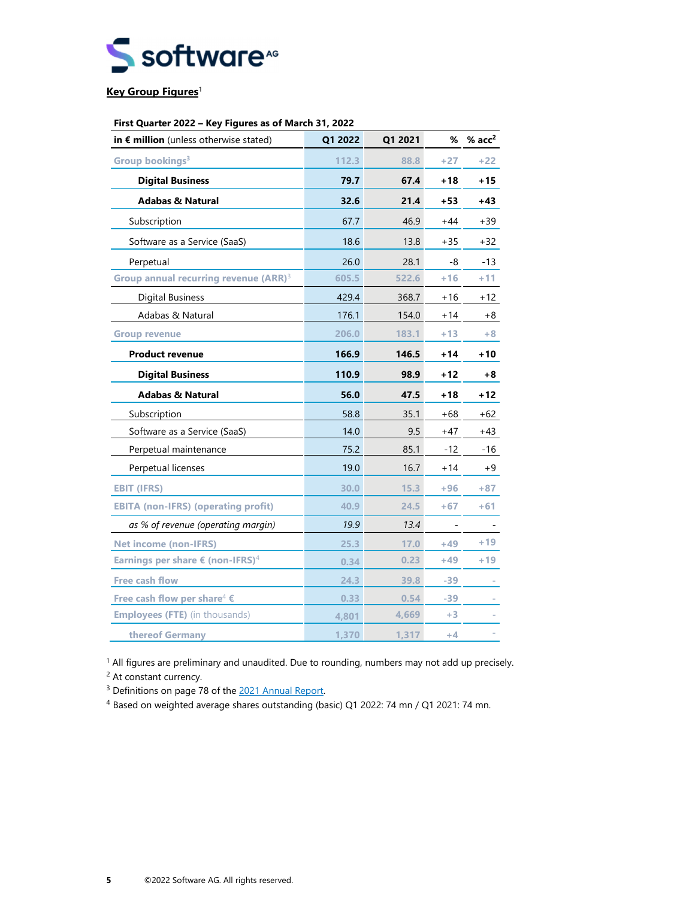**Key Group Figures**[1]

**First Quarter 2022 – Key Figures as of March 31, 2022**

| **in € million** (unless otherwise stated) | **Q1 2022** | **Q1 2021** | **%** | **% acc**[2] |
|---|---|---|---|---|
| Group bookings[3] | 112.3 | 88.8 | +27 | +22 |
| **Digital Business** | **79.7** | **67.4** | **+18** | **+15** |
| **Adabas & Natural** | **32.6** | **21.4** | **+53** | **+43** |
| Subscription | 67.7 | 46.9 | +44 | +39 |
| Software as a Service (SaaS) | 18.6 | 13.8 | +35 | +32 |
| Perpetual | 26.0 | 28.1 | -8 | -13 |
| Group annual recurring revenue (ARR)[3] | 605.5 | 522.6 | +16 | +11 |
| Digital Business | 429.4 | 368.7 | +16 | +12 |
| Adabas & Natural | 176.1 | 154.0 | +14 | +8 |
| Group revenue | 206.0 | 183.1 | +13 | +8 |
| **Product revenue** | **166.9** | **146.5** | **+14** | **+10** |
| **Digital Business** | **110.9** | **98.9** | **+12** | **+8** |
| **Adabas & Natural** | **56.0** | **47.5** | **+18** | **+12** |
| Subscription | 58.8 | 35.1 | +68 | +62 |
| Software as a Service (SaaS) | 14.0 | 9.5 | +47 | +43 |
| Perpetual maintenance | 75.2 | 85.1 | -12 | -16 |
| Perpetual licenses | 19.0 | 16.7 | +14 | +9 |
| EBIT (IFRS) | 30.0 | 15.3 | +96 | +87 |
| EBITA (non-IFRS) (operating profit) | 40.9 | 24.5 | +67 | +61 |
| *as % of revenue (operating margin)* | *19.9* | *13.4* | - | - |
| Net income (non-IFRS) | 25.3 | 17.0 | +49 | +19 |
| Earnings per share € (non-IFRS)[4] | 0.34 | 0.23 | +49 | +19 |
| Free cash flow | 24.3 | 39.8 | -39 | - |
| Free cash flow per share[4] € | 0.33 | 0.54 | -39 | - |
| Employees (FTE) (in thousands) | 4,801 | 4,669 | +3 | - |
| thereof Germany | 1,370 | 1,317 | +4 | - |

[1] All figures are preliminary and unaudited. Due to rounding, numbers may not add up precisely.
[2] At constant currency.
[3] Definitions on page 78 of the 2021 Annual Report.
[4] Based on weighted average shares outstanding (basic) Q1 2022: 74 mn / Q1 2021: 74 mn.

©2022 Software AG. All rights reserved.